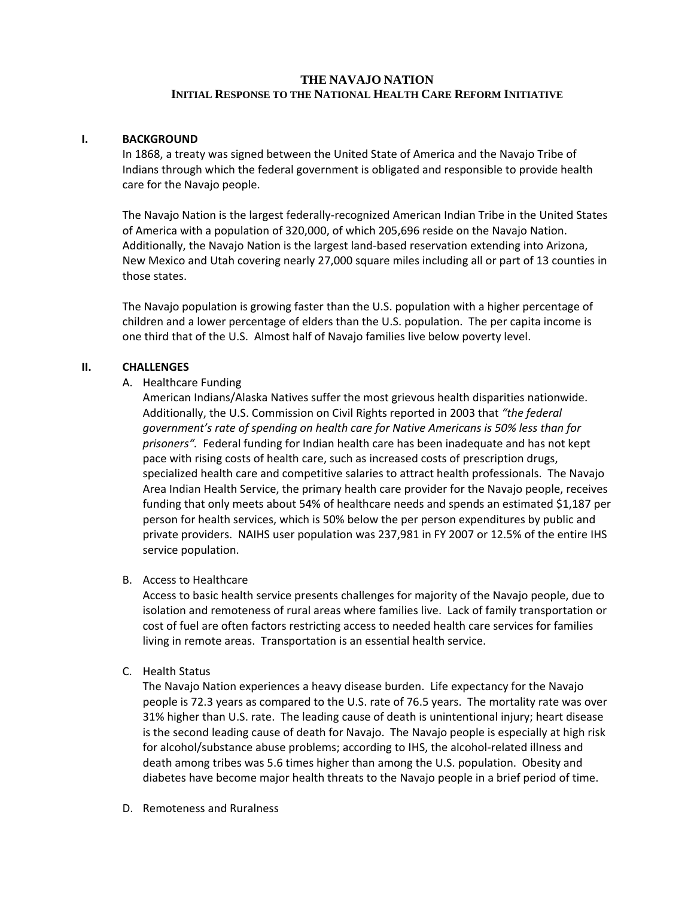# THE NAVAJO NATION

## INITIAL RESPONSE TO THE NATIONAL HEALTH CARE REFORM INITIATIVE

## I. BACKGROUND

In 1868, a treaty was signed between the United State of America and the Navajo Tribe of Indians through which the federal government is obligated and responsible to provide health care for the Navajo people.

The Navajo Nation is the largest federally-recognized American Indian Tribe in the United States of America with a population of 320,000, of which 205,696 reside on the Navajo Nation. Additionally, the Navajo Nation is the largest land-based reservation extending into Arizona, New Mexico and Utah covering nearly 27,000 square miles including all or part of 13 counties in those states.

The Navajo population is growing faster than the U.S. population with a higher percentage of children and a lower percentage of elders than the U.S. population. The per capita income is one third that of the U.S. Almost half of Navajo families live below poverty level.

## II. CHALLENGES

### A. Healthcare Funding

American Indians/Alaska Natives suffer the most grievous health disparities nationwide. Additionally, the U.S. Commission on Civil Rights reported in 2003 that *"the federal government's rate of spending on health care for Native Americans is 50% less than for prisoners".* Federal funding for Indian health care has been inadequate and has not kept pace with rising costs of health care, such as increased costs of prescription drugs, specialized health care and competitive salaries to attract health professionals. The Navajo Area Indian Health Service, the primary health care provider for the Navajo people, receives funding that only meets about 54% of healthcare needs and spends an estimated $1,187 per person for health services, which is 50% below the per person expenditures by public and private providers. NAIHS user population was 237,981 in FY 2007 or 12.5% of the entire IHS service population.

### B. Access to Healthcare

Access to basic health service presents challenges for majority of the Navajo people, due to isolation and remoteness of rural areas where families live. Lack of family transportation or cost of fuel are often factors restricting access to needed health care services for families living in remote areas. Transportation is an essential health service.

### C. Health Status

The Navajo Nation experiences a heavy disease burden. Life expectancy for the Navajo people is 72.3 years as compared to the U.S. rate of 76.5 years. The mortality rate was over 31% higher than U.S. rate. The leading cause of death is unintentional injury; heart disease is the second leading cause of death for Navajo. The Navajo people is especially at high risk for alcohol/substance abuse problems; according to IHS, the alcohol-related illness and death among tribes was 5.6 times higher than among the U.S. population. Obesity and diabetes have become major health threats to the Navajo people in a brief period of time.

### D. Remoteness and Ruralness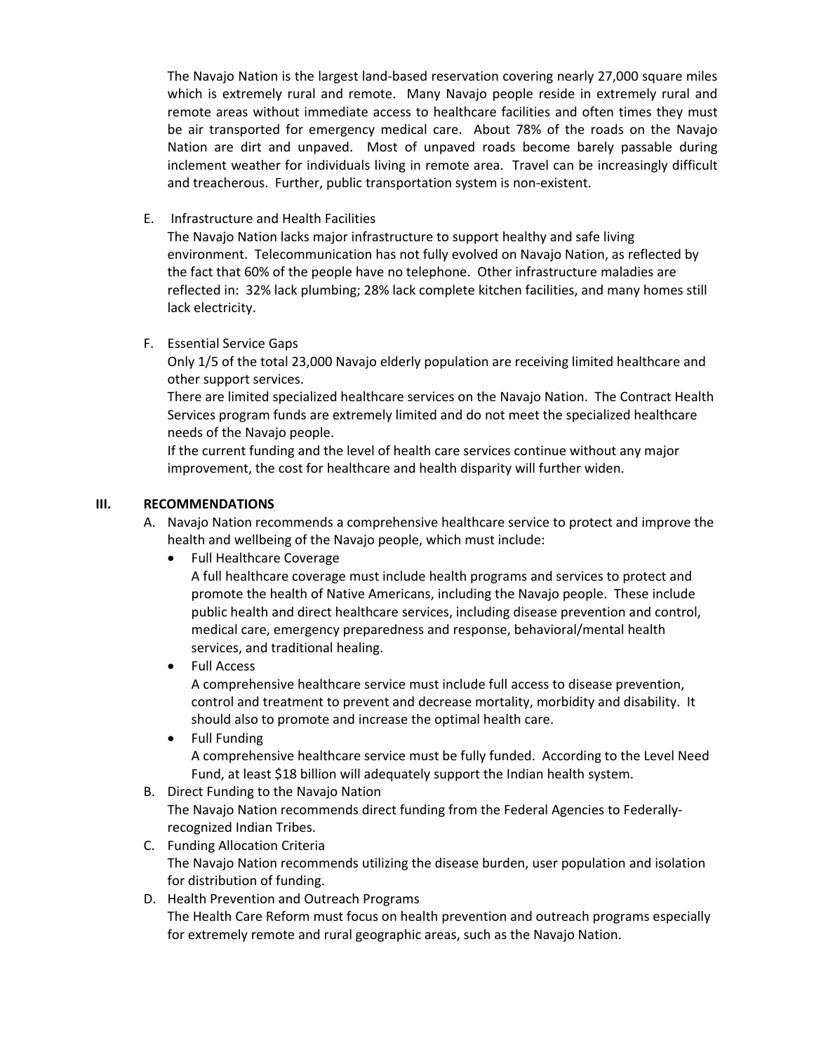The Navajo Nation is the largest land-based reservation covering nearly 27,000 square miles which is extremely rural and remote. Many Navajo people reside in extremely rural and remote areas without immediate access to healthcare facilities and often times they must be air transported for emergency medical care. About 78% of the roads on the Navajo Nation are dirt and unpaved. Most of unpaved roads become barely passable during inclement weather for individuals living in remote area. Travel can be increasingly difficult and treacherous. Further, public transportation system is non-existent.

E. Infrastructure and Health Facilities

The Navajo Nation lacks major infrastructure to support healthy and safe living environment. Telecommunication has not fully evolved on Navajo Nation, as reflected by the fact that 60% of the people have no telephone. Other infrastructure maladies are reflected in: 32% lack plumbing; 28% lack complete kitchen facilities, and many homes still lack electricity.

F. Essential Service Gaps

Only 1/5 of the total 23,000 Navajo elderly population are receiving limited healthcare and other support services.

There are limited specialized healthcare services on the Navajo Nation. The Contract Health Services program funds are extremely limited and do not meet the specialized healthcare needs of the Navajo people.

If the current funding and the level of health care services continue without any major improvement, the cost for healthcare and health disparity will further widen.

## III. RECOMMENDATIONS

A. Navajo Nation recommends a comprehensive healthcare service to protect and improve the health and wellbeing of the Navajo people, which must include:

- Full Healthcare Coverage

  A full healthcare coverage must include health programs and services to protect and promote the health of Native Americans, including the Navajo people. These include public health and direct healthcare services, including disease prevention and control, medical care, emergency preparedness and response, behavioral/mental health services, and traditional healing.

- Full Access

  A comprehensive healthcare service must include full access to disease prevention, control and treatment to prevent and decrease mortality, morbidity and disability. It should also to promote and increase the optimal health care.

- Full Funding

  A comprehensive healthcare service must be fully funded. According to the Level Need Fund, at least $18 billion will adequately support the Indian health system.

B. Direct Funding to the Navajo Nation

The Navajo Nation recommends direct funding from the Federal Agencies to Federally-recognized Indian Tribes.

C. Funding Allocation Criteria

The Navajo Nation recommends utilizing the disease burden, user population and isolation for distribution of funding.

D. Health Prevention and Outreach Programs

The Health Care Reform must focus on health prevention and outreach programs especially for extremely remote and rural geographic areas, such as the Navajo Nation.